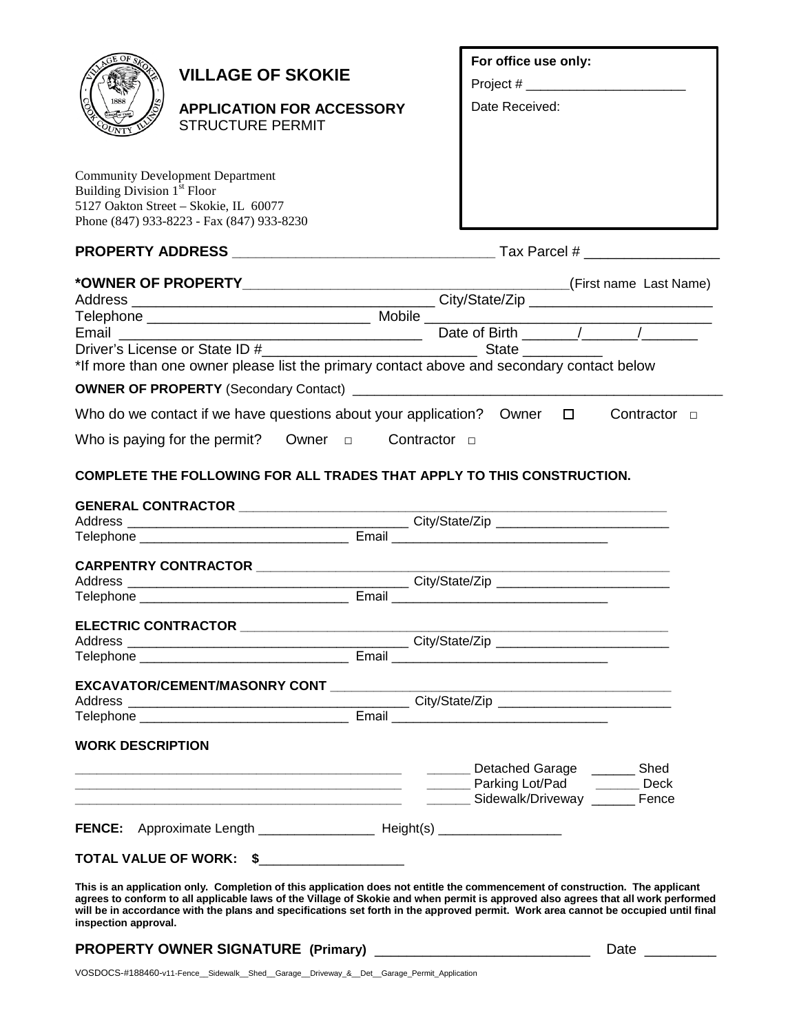# VILLAGE OF SKOKIE

**APPLICATION FOR ACCESSORY** STRUCTURE PERMIT

Community Development Department
Building Division 1st Floor
5127 Oakton Street – Skokie, IL 60077
Phone (847) 933-8223 - Fax (847) 933-8230

**For office use only:**
Project # ______________________
Date Received:

**PROPERTY ADDRESS** __________________________________ Tax Parcel # ________________

***OWNER OF PROPERTY**_________________________________________(First name Last Name)
Address _____________________________________ City/State/Zip _______________________
Telephone ____________________________ Mobile _______________________________________
Email ________________________________________ Date of Birth _______/_______/_______
Driver's License or State ID #___________________________ State __________
*If more than one owner please list the primary contact above and secondary contact below

**OWNER OF PROPERTY** (Secondary Contact) ______________________________________________

Who do we contact if we have questions about your application? Owner ☐ Contractor ☐

Who is paying for the permit? Owner ☐ Contractor ☐

**COMPLETE THE FOLLOWING FOR ALL TRADES THAT APPLY TO THIS CONSTRUCTION.**

**GENERAL CONTRACTOR** _____________________________________________________________
Address _____________________________________ City/State/Zip _______________________
Telephone ____________________________ Email _____________________________

**CARPENTRY CONTRACTOR** ___________________________________________________________
Address _____________________________________ City/State/Zip _______________________
Telephone ____________________________ Email _____________________________

**ELECTRIC CONTRACTOR** ____________________________________________________________
Address _____________________________________ City/State/Zip _______________________
Telephone ____________________________ Email _____________________________

**EXCAVATOR/CEMENT/MASONRY CONT** __________________________________________________
Address _____________________________________ City/State/Zip _______________________
Telephone ____________________________ Email _____________________________

**WORK DESCRIPTION**

_____________________________________________ ______ Detached Garage ______ Shed
_____________________________________________ ______ Parking Lot/Pad ______ Deck
_____________________________________________ ______ Sidewalk/Driveway ______ Fence

**FENCE:** Approximate Length _______________ Height(s) ________________

**TOTAL VALUE OF WORK: $**___________________

**This is an application only. Completion of this application does not entitle the commencement of construction. The applicant agrees to conform to all applicable laws of the Village of Skokie and when permit is approved also agrees that all work performed will be in accordance with the plans and specifications set forth in the approved permit. Work area cannot be occupied until final inspection approval.**

**PROPERTY OWNER SIGNATURE (Primary)** ___________________________ Date _________

VOSDOCS-#188460-v11-Fence__Sidewalk__Shed__Garage__Driveway_&__Det__Garage_Permit_Application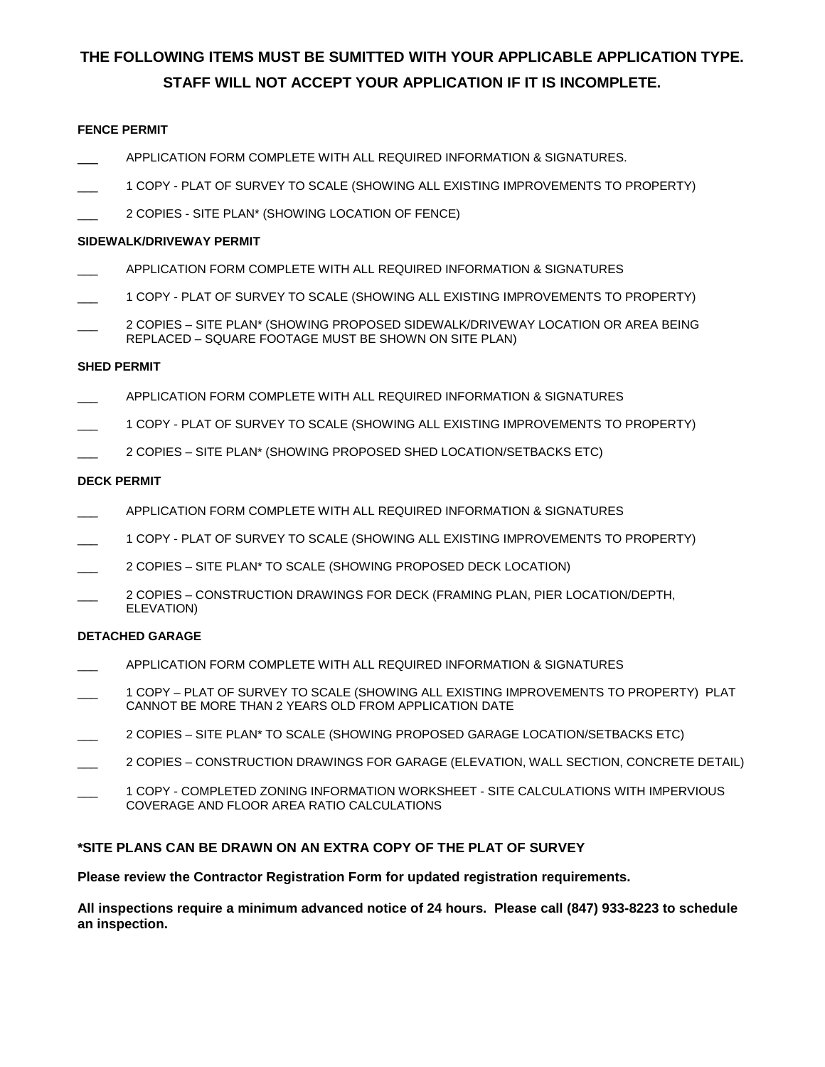# THE FOLLOWING ITEMS MUST BE SUMITTED WITH YOUR APPLICABLE APPLICATION TYPE.

# STAFF WILL NOT ACCEPT YOUR APPLICATION IF IT IS INCOMPLETE.

**FENCE PERMIT**

___ APPLICATION FORM COMPLETE WITH ALL REQUIRED INFORMATION & SIGNATURES.

___ 1 COPY - PLAT OF SURVEY TO SCALE (SHOWING ALL EXISTING IMPROVEMENTS TO PROPERTY)

___ 2 COPIES - SITE PLAN* (SHOWING LOCATION OF FENCE)

**SIDEWALK/DRIVEWAY PERMIT**

___ APPLICATION FORM COMPLETE WITH ALL REQUIRED INFORMATION & SIGNATURES

___ 1 COPY - PLAT OF SURVEY TO SCALE (SHOWING ALL EXISTING IMPROVEMENTS TO PROPERTY)

___ 2 COPIES – SITE PLAN* (SHOWING PROPOSED SIDEWALK/DRIVEWAY LOCATION OR AREA BEING REPLACED – SQUARE FOOTAGE MUST BE SHOWN ON SITE PLAN)

**SHED PERMIT**

___ APPLICATION FORM COMPLETE WITH ALL REQUIRED INFORMATION & SIGNATURES

___ 1 COPY - PLAT OF SURVEY TO SCALE (SHOWING ALL EXISTING IMPROVEMENTS TO PROPERTY)

___ 2 COPIES – SITE PLAN* (SHOWING PROPOSED SHED LOCATION/SETBACKS ETC)

**DECK PERMIT**

___ APPLICATION FORM COMPLETE WITH ALL REQUIRED INFORMATION & SIGNATURES

___ 1 COPY - PLAT OF SURVEY TO SCALE (SHOWING ALL EXISTING IMPROVEMENTS TO PROPERTY)

___ 2 COPIES – SITE PLAN* TO SCALE (SHOWING PROPOSED DECK LOCATION)

___ 2 COPIES – CONSTRUCTION DRAWINGS FOR DECK (FRAMING PLAN, PIER LOCATION/DEPTH, ELEVATION)

**DETACHED GARAGE**

___ APPLICATION FORM COMPLETE WITH ALL REQUIRED INFORMATION & SIGNATURES

___ 1 COPY – PLAT OF SURVEY TO SCALE (SHOWING ALL EXISTING IMPROVEMENTS TO PROPERTY) PLAT CANNOT BE MORE THAN 2 YEARS OLD FROM APPLICATION DATE

___ 2 COPIES – SITE PLAN* TO SCALE (SHOWING PROPOSED GARAGE LOCATION/SETBACKS ETC)

___ 2 COPIES – CONSTRUCTION DRAWINGS FOR GARAGE (ELEVATION, WALL SECTION, CONCRETE DETAIL)

___ 1 COPY - COMPLETED ZONING INFORMATION WORKSHEET - SITE CALCULATIONS WITH IMPERVIOUS COVERAGE AND FLOOR AREA RATIO CALCULATIONS

**\*SITE PLANS CAN BE DRAWN ON AN EXTRA COPY OF THE PLAT OF SURVEY**

**Please review the Contractor Registration Form for updated registration requirements.**

**All inspections require a minimum advanced notice of 24 hours. Please call (847) 933-8223 to schedule an inspection.**